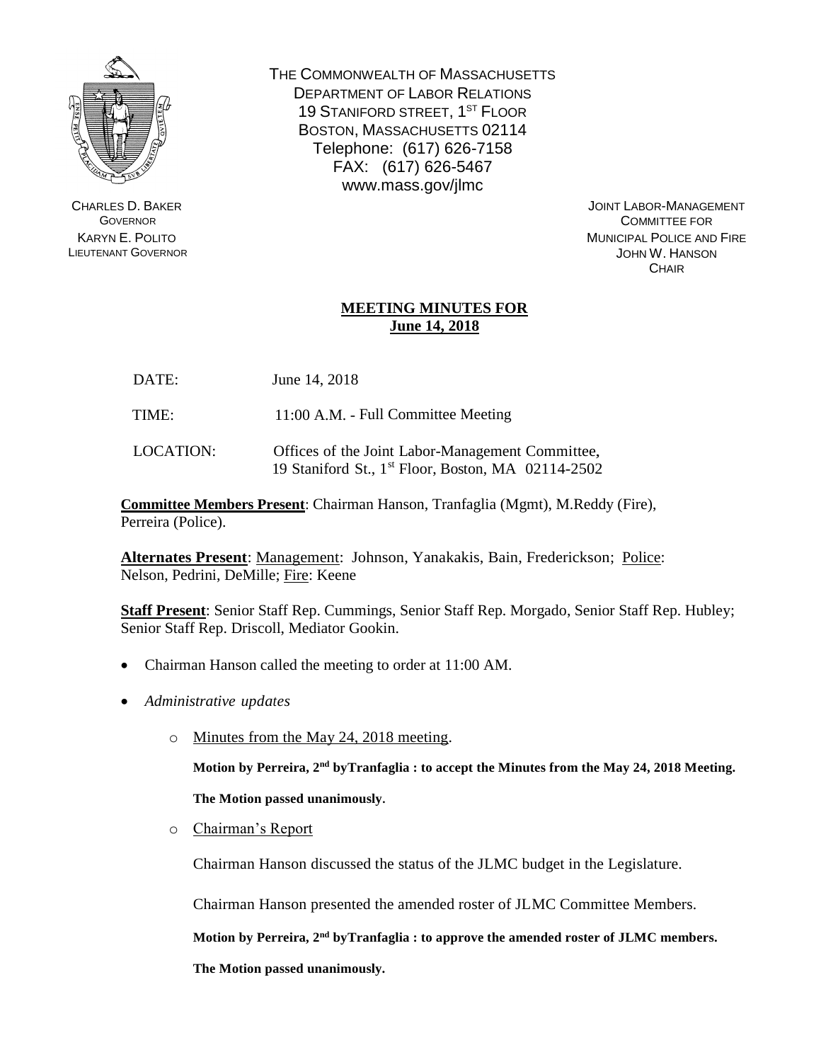THE COMMONWEALTH OF MASSACHUSETTS
DEPARTMENT OF LABOR RELATIONS
19 STANIFORD STREET, 1ST FLOOR
BOSTON, MASSACHUSETTS 02114
Telephone: (617) 626-7158
FAX: (617) 626-5467
www.mass.gov/jlmc

CHARLES D. BAKER
GOVERNOR
KARYN E. POLITO
LIEUTENANT GOVERNOR

JOINT LABOR-MANAGEMENT
COMMITTEE FOR
MUNICIPAL POLICE AND FIRE
JOHN W. HANSON
CHAIR

## MEETING MINUTES FOR June 14, 2018

DATE: June 14, 2018

TIME: 11:00 A.M. - Full Committee Meeting

LOCATION: Offices of the Joint Labor-Management Committee, 19 Staniford St., 1st Floor, Boston, MA 02114-2502

**Committee Members Present**: Chairman Hanson, Tranfaglia (Mgmt), M.Reddy (Fire), Perreira (Police).

**Alternates Present**: Management: Johnson, Yanakakis, Bain, Frederickson; Police: Nelson, Pedrini, DeMille; Fire: Keene

**Staff Present**: Senior Staff Rep. Cummings, Senior Staff Rep. Morgado, Senior Staff Rep. Hubley; Senior Staff Rep. Driscoll, Mediator Gookin.

- Chairman Hanson called the meeting to order at 11:00 AM.
- *Administrative updates*
  - Minutes from the May 24, 2018 meeting.

    **Motion by Perreira, 2nd byTranfaglia : to accept the Minutes from the May 24, 2018 Meeting.**

    **The Motion passed unanimously.**

  - Chairman's Report

    Chairman Hanson discussed the status of the JLMC budget in the Legislature.

    Chairman Hanson presented the amended roster of JLMC Committee Members.

    **Motion by Perreira, 2nd byTranfaglia : to approve the amended roster of JLMC members.**

    **The Motion passed unanimously.**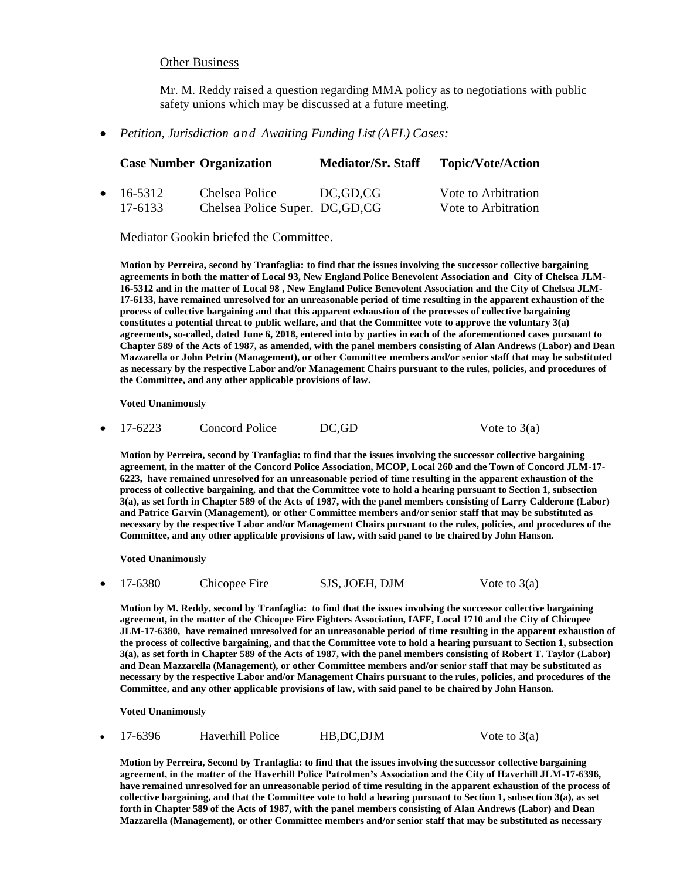Other Business

Mr. M. Reddy raised a question regarding MMA policy as to negotiations with public safety unions which may be discussed at a future meeting.

- *Petition, Jurisdiction and Awaiting Funding List (AFL) Cases:*

| Case Number | Organization | Mediator/Sr. Staff | Topic/Vote/Action |
|---|---|---|---|
| 16-5312 | Chelsea Police | DC,GD,CG | Vote to Arbitration |
| 17-6133 | Chelsea Police Super. | DC,GD,CG | Vote to Arbitration |

Mediator Gookin briefed the Committee.

**Motion by Perreira, second by Tranfaglia: to find that the issues involving the successor collective bargaining agreements in both the matter of Local 93, New England Police Benevolent Association and City of Chelsea JLM-16-5312 and in the matter of Local 98 , New England Police Benevolent Association and the City of Chelsea JLM-17-6133, have remained unresolved for an unreasonable period of time resulting in the apparent exhaustion of the process of collective bargaining and that this apparent exhaustion of the processes of collective bargaining constitutes a potential threat to public welfare, and that the Committee vote to approve the voluntary 3(a) agreements, so-called, dated June 6, 2018, entered into by parties in each of the aforementioned cases pursuant to Chapter 589 of the Acts of 1987, as amended, with the panel members consisting of Alan Andrews (Labor) and Dean Mazzarella or John Petrin (Management), or other Committee members and/or senior staff that may be substituted as necessary by the respective Labor and/or Management Chairs pursuant to the rules, policies, and procedures of the Committee, and any other applicable provisions of law.**

**Voted Unanimously**

- 17-6223 Concord Police DC,GD Vote to 3(a)

**Motion by Perreira, second by Tranfaglia: to find that the issues involving the successor collective bargaining agreement, in the matter of the Concord Police Association, MCOP, Local 260 and the Town of Concord JLM-17-6223, have remained unresolved for an unreasonable period of time resulting in the apparent exhaustion of the process of collective bargaining, and that the Committee vote to hold a hearing pursuant to Section 1, subsection 3(a), as set forth in Chapter 589 of the Acts of 1987, with the panel members consisting of Larry Calderone (Labor) and Patrice Garvin (Management), or other Committee members and/or senior staff that may be substituted as necessary by the respective Labor and/or Management Chairs pursuant to the rules, policies, and procedures of the Committee, and any other applicable provisions of law, with said panel to be chaired by John Hanson.**

**Voted Unanimously**

- 17-6380 Chicopee Fire SJS, JOEH, DJM Vote to 3(a)

**Motion by M. Reddy, second by Tranfaglia: to find that the issues involving the successor collective bargaining agreement, in the matter of the Chicopee Fire Fighters Association, IAFF, Local 1710 and the City of Chicopee JLM-17-6380, have remained unresolved for an unreasonable period of time resulting in the apparent exhaustion of the process of collective bargaining, and that the Committee vote to hold a hearing pursuant to Section 1, subsection 3(a), as set forth in Chapter 589 of the Acts of 1987, with the panel members consisting of Robert T. Taylor (Labor) and Dean Mazzarella (Management), or other Committee members and/or senior staff that may be substituted as necessary by the respective Labor and/or Management Chairs pursuant to the rules, policies, and procedures of the Committee, and any other applicable provisions of law, with said panel to be chaired by John Hanson.**

**Voted Unanimously**

- 17-6396 Haverhill Police HB,DC,DJM Vote to 3(a)

**Motion by Perreira, Second by Tranfaglia: to find that the issues involving the successor collective bargaining agreement, in the matter of the Haverhill Police Patrolmen's Association and the City of Haverhill JLM-17-6396, have remained unresolved for an unreasonable period of time resulting in the apparent exhaustion of the process of collective bargaining, and that the Committee vote to hold a hearing pursuant to Section 1, subsection 3(a), as set forth in Chapter 589 of the Acts of 1987, with the panel members consisting of Alan Andrews (Labor) and Dean Mazzarella (Management), or other Committee members and/or senior staff that may be substituted as necessary**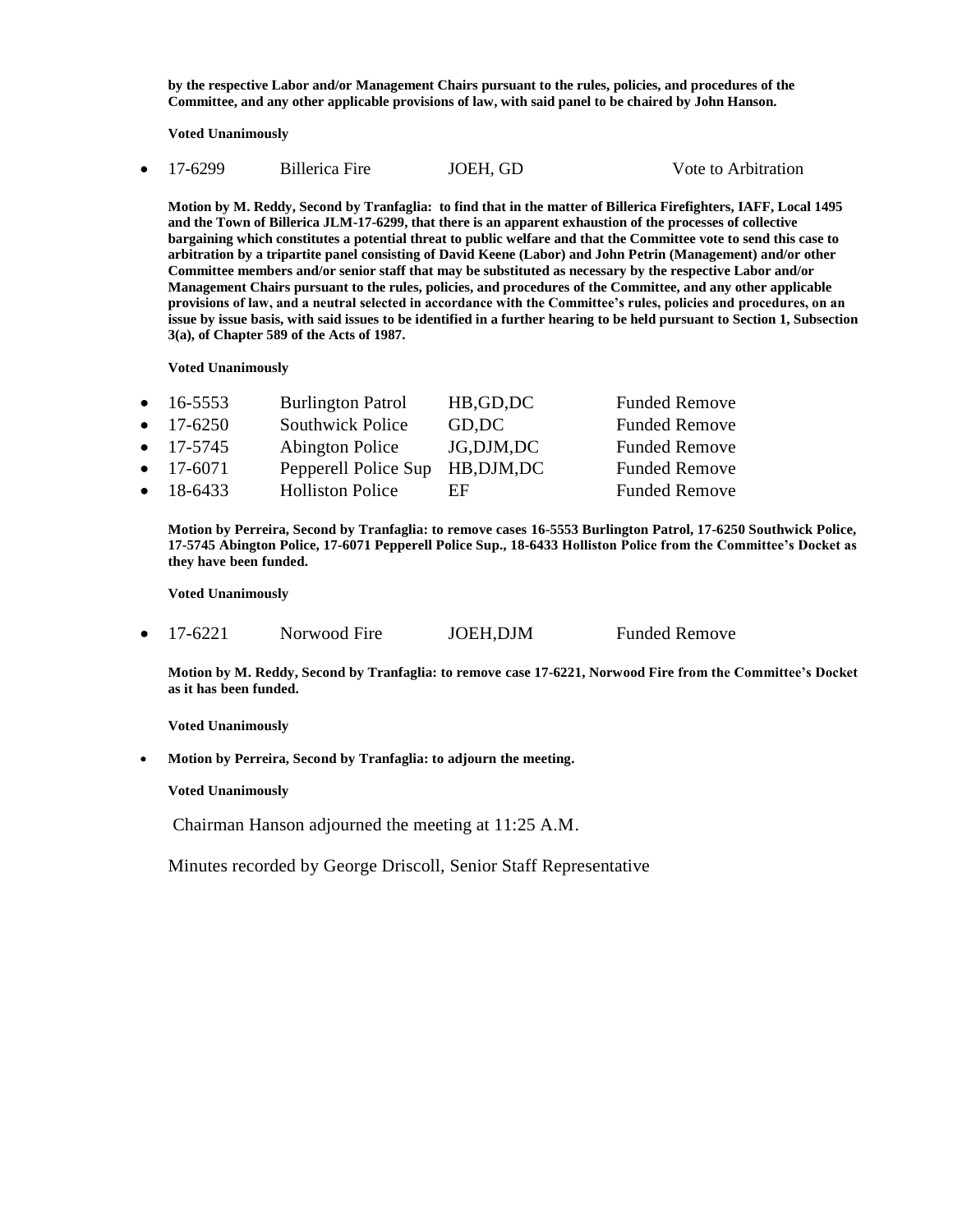**by the respective Labor and/or Management Chairs pursuant to the rules, policies, and procedures of the Committee, and any other applicable provisions of law, with said panel to be chaired by John Hanson.**

**Voted Unanimously**

- 17-6299 Billerica Fire JOEH, GD Vote to Arbitration

**Motion by M. Reddy, Second by Tranfaglia: to find that in the matter of Billerica Firefighters, IAFF, Local 1495 and the Town of Billerica JLM-17-6299, that there is an apparent exhaustion of the processes of collective bargaining which constitutes a potential threat to public welfare and that the Committee vote to send this case to arbitration by a tripartite panel consisting of David Keene (Labor) and John Petrin (Management) and/or other Committee members and/or senior staff that may be substituted as necessary by the respective Labor and/or Management Chairs pursuant to the rules, policies, and procedures of the Committee, and any other applicable provisions of law, and a neutral selected in accordance with the Committee's rules, policies and procedures, on an issue by issue basis, with said issues to be identified in a further hearing to be held pursuant to Section 1, Subsection 3(a), of Chapter 589 of the Acts of 1987.**

**Voted Unanimously**

- 16-5553 Burlington Patrol HB,GD,DC Funded Remove
- 17-6250 Southwick Police GD,DC Funded Remove
- 17-5745 Abington Police JG,DJM,DC Funded Remove
- 17-6071 Pepperell Police Sup HB,DJM,DC Funded Remove
- 18-6433 Holliston Police EF Funded Remove

**Motion by Perreira, Second by Tranfaglia: to remove cases 16-5553 Burlington Patrol, 17-6250 Southwick Police, 17-5745 Abington Police, 17-6071 Pepperell Police Sup., 18-6433 Holliston Police from the Committee's Docket as they have been funded.**

**Voted Unanimously**

- 17-6221 Norwood Fire JOEH,DJM Funded Remove

**Motion by M. Reddy, Second by Tranfaglia: to remove case 17-6221, Norwood Fire from the Committee's Docket as it has been funded.**

**Voted Unanimously**

- **Motion by Perreira, Second by Tranfaglia: to adjourn the meeting.**

**Voted Unanimously**

Chairman Hanson adjourned the meeting at 11:25 A.M.

Minutes recorded by George Driscoll, Senior Staff Representative